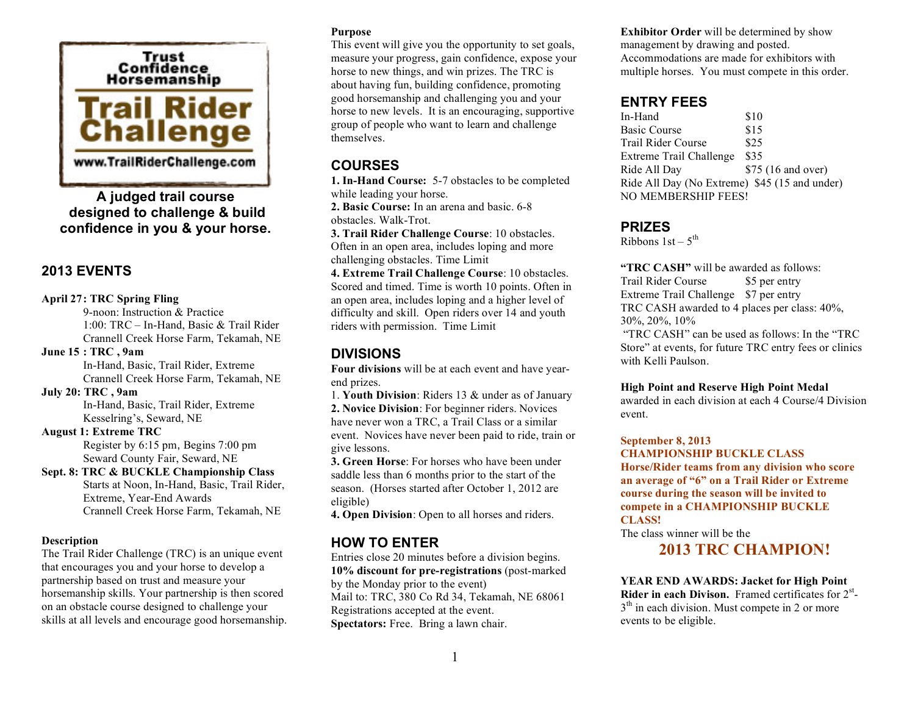**Trust Confidence Horsemanship**

# Trail Rider Challenge

www.TrailRiderChallenge.com

**A judged trail course designed to challenge & build confidence in you & your horse.**

## 2013 EVENTS

**April 27: TRC Spring Fling**
9-noon: Instruction & Practice
1:00: TRC – In-Hand, Basic & Trail Rider
Crannell Creek Horse Farm, Tekamah, NE

**June 15 : TRC , 9am**
In-Hand, Basic, Trail Rider, Extreme
Crannell Creek Horse Farm, Tekamah, NE

**July 20: TRC , 9am**
In-Hand, Basic, Trail Rider, Extreme
Kesselring's, Seward, NE

**August 1: Extreme TRC**
Register by 6:15 pm, Begins 7:00 pm
Seward County Fair, Seward, NE

**Sept. 8: TRC & BUCKLE Championship Class**
Starts at Noon, In-Hand, Basic, Trail Rider, Extreme, Year-End Awards
Crannell Creek Horse Farm, Tekamah, NE

**Description**

The Trail Rider Challenge (TRC) is an unique event that encourages you and your horse to develop a partnership based on trust and measure your horsemanship skills. Your partnership is then scored on an obstacle course designed to challenge your skills at all levels and encourage good horsemanship.

**Purpose**

This event will give you the opportunity to set goals, measure your progress, gain confidence, expose your horse to new things, and win prizes. The TRC is about having fun, building confidence, promoting good horsemanship and challenging you and your horse to new levels. It is an encouraging, supportive group of people who want to learn and challenge themselves.

## COURSES

**1. In-Hand Course:** 5-7 obstacles to be completed while leading your horse.
**2. Basic Course:** In an arena and basic. 6-8 obstacles. Walk-Trot.
**3. Trail Rider Challenge Course**: 10 obstacles. Often in an open area, includes loping and more challenging obstacles. Time Limit
**4. Extreme Trail Challenge Course**: 10 obstacles. Scored and timed. Time is worth 10 points. Often in an open area, includes loping and a higher level of difficulty and skill. Open riders over 14 and youth riders with permission. Time Limit

## DIVISIONS

**Four divisions** will be at each event and have year-end prizes.
1. **Youth Division**: Riders 13 & under as of January
2. **Novice Division**: For beginner riders. Novices have never won a TRC, a Trail Class or a similar event. Novices have never been paid to ride, train or give lessons.
3. **Green Horse**: For horses who have been under saddle less than 6 months prior to the start of the season. (Horses started after October 1, 2012 are eligible)
4. **Open Division**: Open to all horses and riders.

## HOW TO ENTER

Entries close 20 minutes before a division begins.
**10% discount for pre-registrations** (post-marked by the Monday prior to the event)
Mail to: TRC, 380 Co Rd 34, Tekamah, NE 68061
Registrations accepted at the event.
**Spectators:** Free. Bring a lawn chair.

**Exhibitor Order** will be determined by show management by drawing and posted. Accommodations are made for exhibitors with multiple horses. You must compete in this order.

## ENTRY FEES

| | |
|---|---|
| In-Hand | $10 |
| Basic Course | $15 |
| Trail Rider Course | $25 |
| Extreme Trail Challenge | $35 |
| Ride All Day | $75 (16 and over) |
| Ride All Day (No Extreme) | $45 (15 and under) |

NO MEMBERSHIP FEES!

## PRIZES

Ribbons 1st – 5th

**"TRC CASH"** will be awarded as follows:

| | |
|---|---|
| Trail Rider Course | $5 per entry |
| Extreme Trail Challenge | $7 per entry |

TRC CASH awarded to 4 places per class: 40%, 30%, 20%, 10%

"TRC CASH" can be used as follows: In the "TRC Store" at events, for future TRC entry fees or clinics with Kelli Paulson.

**High Point and Reserve High Point Medal** awarded in each division at each 4 Course/4 Division event.

**September 8, 2013**
**CHAMPIONSHIP BUCKLE CLASS**
**Horse/Rider teams from any division who score an average of "6" on a Trail Rider or Extreme course during the season will be invited to compete in a CHAMPIONSHIP BUCKLE CLASS!**

The class winner will be the

**2013 TRC CHAMPION!**

**YEAR END AWARDS: Jacket for High Point Rider in each Divison.** Framed certificates for 2nd-3rd in each division. Must compete in 2 or more events to be eligible.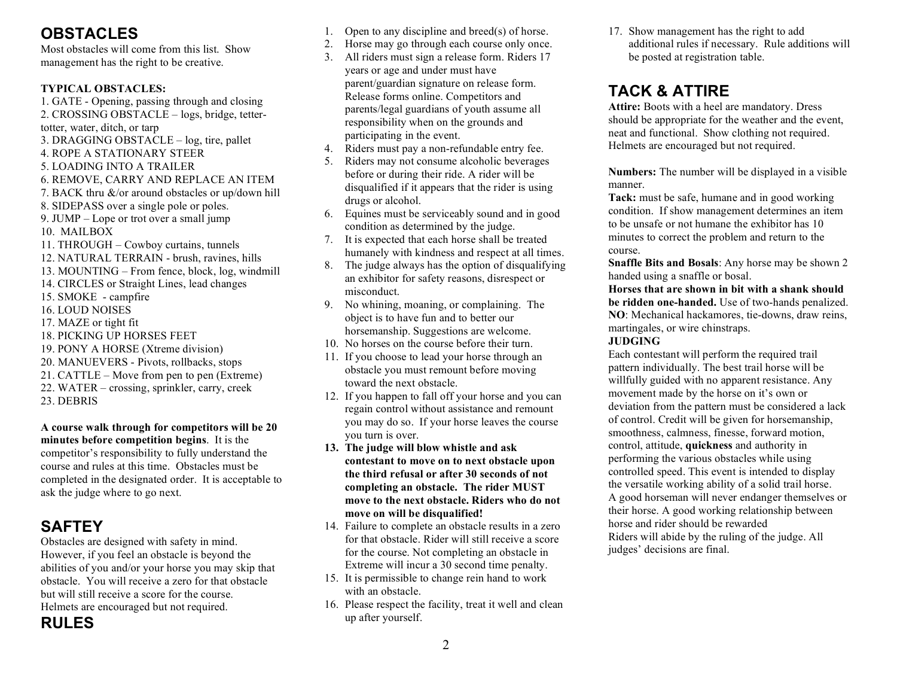## OBSTACLES

Most obstacles will come from this list. Show management has the right to be creative.

**TYPICAL OBSTACLES:**

1. GATE - Opening, passing through and closing
2. CROSSING OBSTACLE – logs, bridge, tetter-totter, water, ditch, or tarp
3. DRAGGING OBSTACLE – log, tire, pallet
4. ROPE A STATIONARY STEER
5. LOADING INTO A TRAILER
6. REMOVE, CARRY AND REPLACE AN ITEM
7. BACK thru &/or around obstacles or up/down hill
8. SIDEPASS over a single pole or poles.
9. JUMP – Lope or trot over a small jump
10. MAILBOX
11. THROUGH – Cowboy curtains, tunnels
12. NATURAL TERRAIN - brush, ravines, hills
13. MOUNTING – From fence, block, log, windmill
14. CIRCLES or Straight Lines, lead changes
15. SMOKE - campfire
16. LOUD NOISES
17. MAZE or tight fit
18. PICKING UP HORSES FEET
19. PONY A HORSE (Xtreme division)
20. MANUEVERS - Pivots, rollbacks, stops
21. CATTLE – Move from pen to pen (Extreme)
22. WATER – crossing, sprinkler, carry, creek
23. DEBRIS

**A course walk through for competitors will be 20 minutes before competition begins**. It is the competitor's responsibility to fully understand the course and rules at this time. Obstacles must be completed in the designated order. It is acceptable to ask the judge where to go next.

## SAFTEY

Obstacles are designed with safety in mind. However, if you feel an obstacle is beyond the abilities of you and/or your horse you may skip that obstacle. You will receive a zero for that obstacle but will still receive a score for the course. Helmets are encouraged but not required.

## RULES

1. Open to any discipline and breed(s) of horse.
2. Horse may go through each course only once.
3. All riders must sign a release form. Riders 17 years or age and under must have parent/guardian signature on release form. Release forms online. Competitors and parents/legal guardians of youth assume all responsibility when on the grounds and participating in the event.
4. Riders must pay a non-refundable entry fee.
5. Riders may not consume alcoholic beverages before or during their ride. A rider will be disqualified if it appears that the rider is using drugs or alcohol.
6. Equines must be serviceably sound and in good condition as determined by the judge.
7. It is expected that each horse shall be treated humanely with kindness and respect at all times.
8. The judge always has the option of disqualifying an exhibitor for safety reasons, disrespect or misconduct.
9. No whining, moaning, or complaining. The object is to have fun and to better our horsemanship. Suggestions are welcome.
10. No horses on the course before their turn.
11. If you choose to lead your horse through an obstacle you must remount before moving toward the next obstacle.
12. If you happen to fall off your horse and you can regain control without assistance and remount you may do so. If your horse leaves the course you turn is over.
13. **The judge will blow whistle and ask contestant to move on to next obstacle upon the third refusal or after 30 seconds of not completing an obstacle. The rider MUST move to the next obstacle. Riders who do not move on will be disqualified!**
14. Failure to complete an obstacle results in a zero for that obstacle. Rider will still receive a score for the course. Not completing an obstacle in Extreme will incur a 30 second time penalty.
15. It is permissible to change rein hand to work with an obstacle.
16. Please respect the facility, treat it well and clean up after yourself.
17. Show management has the right to add additional rules if necessary. Rule additions will be posted at registration table.

## TACK & ATTIRE

**Attire:** Boots with a heel are mandatory. Dress should be appropriate for the weather and the event, neat and functional. Show clothing not required. Helmets are encouraged but not required.

**Numbers:** The number will be displayed in a visible manner.

**Tack:** must be safe, humane and in good working condition. If show management determines an item to be unsafe or not humane the exhibitor has 10 minutes to correct the problem and return to the course.

**Snaffle Bits and Bosals**: Any horse may be shown 2 handed using a snaffle or bosal.

**Horses that are shown in bit with a shank should be ridden one-handed.** Use of two-hands penalized.

**NO**: Mechanical hackamores, tie-downs, draw reins, martingales, or wire chinstraps.

**JUDGING**

Each contestant will perform the required trail pattern individually. The best trail horse will be willfully guided with no apparent resistance. Any movement made by the horse on it's own or deviation from the pattern must be considered a lack of control. Credit will be given for horsemanship, smoothness, calmness, finesse, forward motion, control, attitude, **quickness** and authority in performing the various obstacles while using controlled speed. This event is intended to display the versatile working ability of a solid trail horse. A good horseman will never endanger themselves or their horse. A good working relationship between horse and rider should be rewarded

Riders will abide by the ruling of the judge. All judges' decisions are final.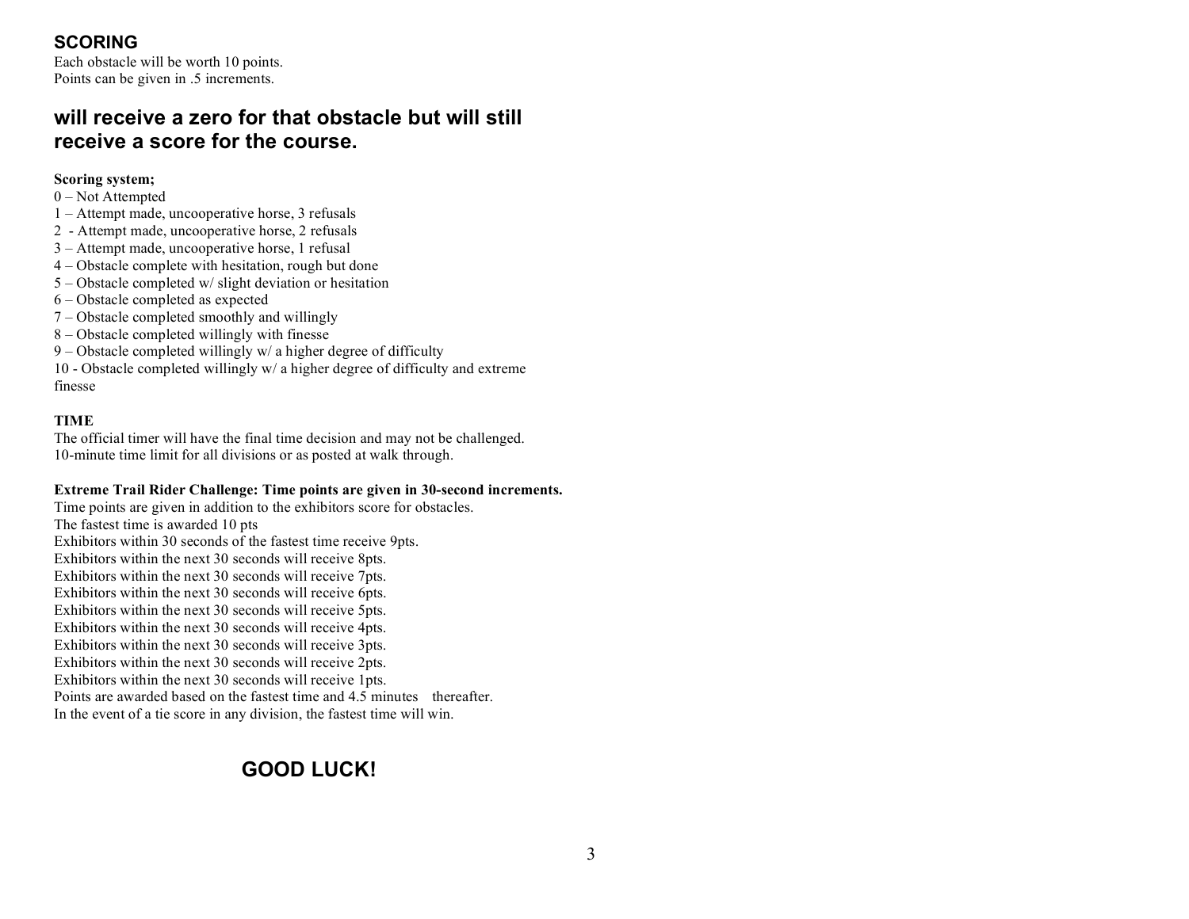## SCORING

Each obstacle will be worth 10 points.
Points can be given in .5 increments.

## will receive a zero for that obstacle but will still receive a score for the course.

**Scoring system;**

0 – Not Attempted
1 – Attempt made, uncooperative horse, 3 refusals
2 - Attempt made, uncooperative horse, 2 refusals
3 – Attempt made, uncooperative horse, 1 refusal
4 – Obstacle complete with hesitation, rough but done
5 – Obstacle completed w/ slight deviation or hesitation
6 – Obstacle completed as expected
7 – Obstacle completed smoothly and willingly
8 – Obstacle completed willingly with finesse
9 – Obstacle completed willingly w/ a higher degree of difficulty
10 - Obstacle completed willingly w/ a higher degree of difficulty and extreme finesse

**TIME**

The official timer will have the final time decision and may not be challenged.
10-minute time limit for all divisions or as posted at walk through.

**Extreme Trail Rider Challenge: Time points are given in 30-second increments.**

Time points are given in addition to the exhibitors score for obstacles.
The fastest time is awarded 10 pts
Exhibitors within 30 seconds of the fastest time receive 9pts.
Exhibitors within the next 30 seconds will receive 8pts.
Exhibitors within the next 30 seconds will receive 7pts.
Exhibitors within the next 30 seconds will receive 6pts.
Exhibitors within the next 30 seconds will receive 5pts.
Exhibitors within the next 30 seconds will receive 4pts.
Exhibitors within the next 30 seconds will receive 3pts.
Exhibitors within the next 30 seconds will receive 2pts.
Exhibitors within the next 30 seconds will receive 1pts.
Points are awarded based on the fastest time and 4.5 minutes thereafter.
In the event of a tie score in any division, the fastest time will win.

## GOOD LUCK!